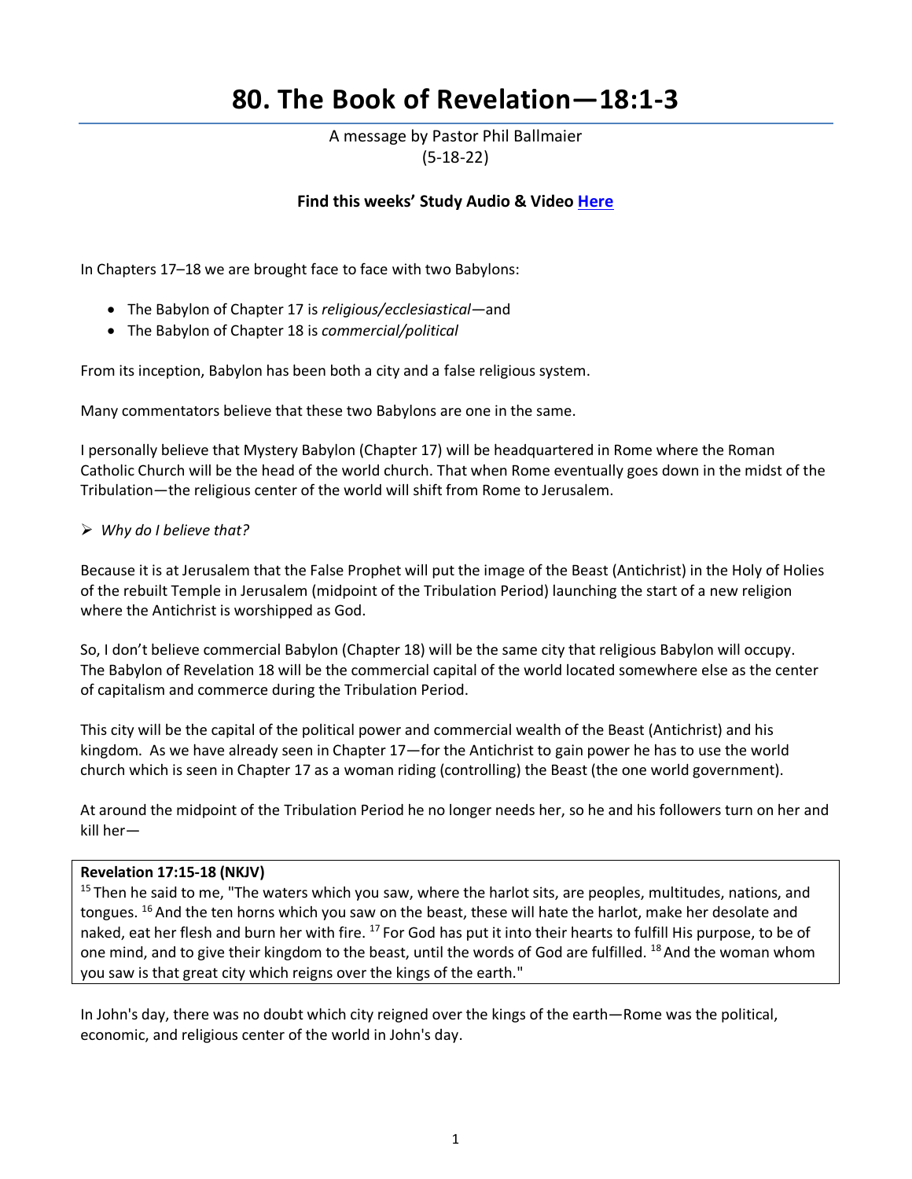# 80. The Book of Revelation—18:1-3

A message by Pastor Phil Ballmaier
(5-18-22)

**Find this weeks' Study Audio & Video Here**

In Chapters 17–18 we are brought face to face with two Babylons:

- The Babylon of Chapter 17 is *religious/ecclesiastical*—and
- The Babylon of Chapter 18 is *commercial/political*

From its inception, Babylon has been both a city and a false religious system.

Many commentators believe that these two Babylons are one in the same.

I personally believe that Mystery Babylon (Chapter 17) will be headquartered in Rome where the Roman Catholic Church will be the head of the world church. That when Rome eventually goes down in the midst of the Tribulation—the religious center of the world will shift from Rome to Jerusalem.

➢ *Why do I believe that?*

Because it is at Jerusalem that the False Prophet will put the image of the Beast (Antichrist) in the Holy of Holies of the rebuilt Temple in Jerusalem (midpoint of the Tribulation Period) launching the start of a new religion where the Antichrist is worshipped as God.

So, I don't believe commercial Babylon (Chapter 18) will be the same city that religious Babylon will occupy. The Babylon of Revelation 18 will be the commercial capital of the world located somewhere else as the center of capitalism and commerce during the Tribulation Period.

This city will be the capital of the political power and commercial wealth of the Beast (Antichrist) and his kingdom. As we have already seen in Chapter 17—for the Antichrist to gain power he has to use the world church which is seen in Chapter 17 as a woman riding (controlling) the Beast (the one world government).

At around the midpoint of the Tribulation Period he no longer needs her, so he and his followers turn on her and kill her—

**Revelation 17:15-18 (NKJV)**
[15] Then he said to me, "The waters which you saw, where the harlot sits, are peoples, multitudes, nations, and tongues. [16] And the ten horns which you saw on the beast, these will hate the harlot, make her desolate and naked, eat her flesh and burn her with fire. [17] For God has put it into their hearts to fulfill His purpose, to be of one mind, and to give their kingdom to the beast, until the words of God are fulfilled. [18] And the woman whom you saw is that great city which reigns over the kings of the earth."

In John's day, there was no doubt which city reigned over the kings of the earth—Rome was the political, economic, and religious center of the world in John's day.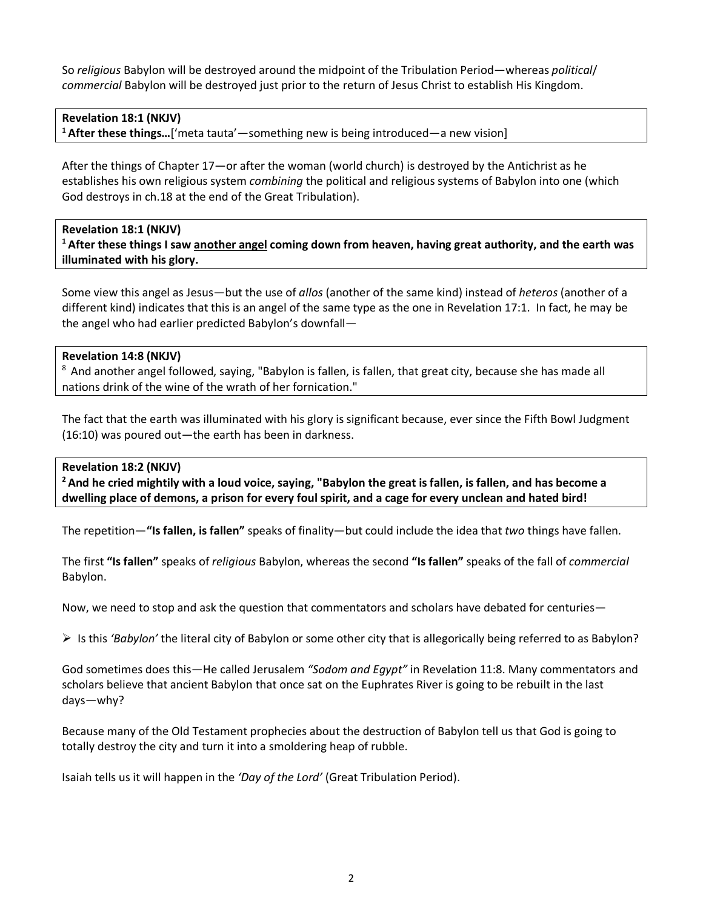So *religious* Babylon will be destroyed around the midpoint of the Tribulation Period—whereas *political*/ *commercial* Babylon will be destroyed just prior to the return of Jesus Christ to establish His Kingdom.

> **Revelation 18:1 (NKJV)**
> **1 After these things…**['meta tauta'—something new is being introduced—a new vision]

After the things of Chapter 17—or after the woman (world church) is destroyed by the Antichrist as he establishes his own religious system *combining* the political and religious systems of Babylon into one (which God destroys in ch.18 at the end of the Great Tribulation).

> **Revelation 18:1 (NKJV)**
> **1 After these things I saw <u>another angel</u> coming down from heaven, having great authority, and the earth was illuminated with his glory.**

Some view this angel as Jesus—but the use of *allos* (another of the same kind) instead of *heteros* (another of a different kind) indicates that this is an angel of the same type as the one in Revelation 17:1. In fact, he may be the angel who had earlier predicted Babylon's downfall—

> **Revelation 14:8 (NKJV)**
> 8 And another angel followed, saying, "Babylon is fallen, is fallen, that great city, because she has made all nations drink of the wine of the wrath of her fornication."

The fact that the earth was illuminated with his glory is significant because, ever since the Fifth Bowl Judgment (16:10) was poured out—the earth has been in darkness.

> **Revelation 18:2 (NKJV)**
> **2 And he cried mightily with a loud voice, saying, "Babylon the great is fallen, is fallen, and has become a dwelling place of demons, a prison for every foul spirit, and a cage for every unclean and hated bird!**

The repetition—**"Is fallen, is fallen"** speaks of finality—but could include the idea that *two* things have fallen.

The first **"Is fallen"** speaks of *religious* Babylon, whereas the second **"Is fallen"** speaks of the fall of *commercial* Babylon.

Now, we need to stop and ask the question that commentators and scholars have debated for centuries—

- Is this *'Babylon'* the literal city of Babylon or some other city that is allegorically being referred to as Babylon?

God sometimes does this—He called Jerusalem *"Sodom and Egypt"* in Revelation 11:8. Many commentators and scholars believe that ancient Babylon that once sat on the Euphrates River is going to be rebuilt in the last days—why?

Because many of the Old Testament prophecies about the destruction of Babylon tell us that God is going to totally destroy the city and turn it into a smoldering heap of rubble.

Isaiah tells us it will happen in the *'Day of the Lord'* (Great Tribulation Period).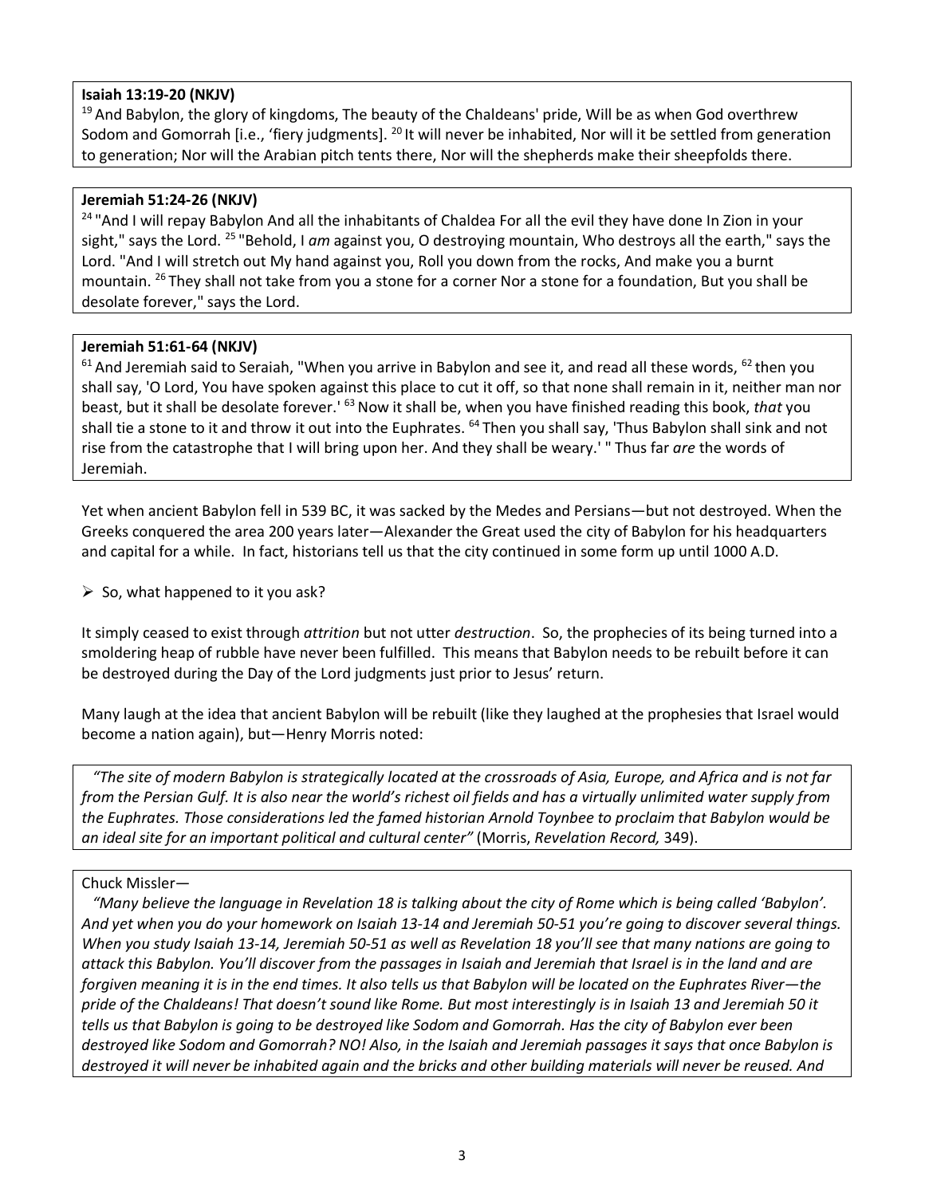**Isaiah 13:19-20 (NKJV)**

[19] And Babylon, the glory of kingdoms, The beauty of the Chaldeans' pride, Will be as when God overthrew Sodom and Gomorrah [i.e., 'fiery judgments]. [20] It will never be inhabited, Nor will it be settled from generation to generation; Nor will the Arabian pitch tents there, Nor will the shepherds make their sheepfolds there.

**Jeremiah 51:24-26 (NKJV)**

[24] "And I will repay Babylon And all the inhabitants of Chaldea For all the evil they have done In Zion in your sight," says the Lord. [25] "Behold, I *am* against you, O destroying mountain, Who destroys all the earth," says the Lord. "And I will stretch out My hand against you, Roll you down from the rocks, And make you a burnt mountain. [26] They shall not take from you a stone for a corner Nor a stone for a foundation, But you shall be desolate forever," says the Lord.

**Jeremiah 51:61-64 (NKJV)**

[61] And Jeremiah said to Seraiah, "When you arrive in Babylon and see it, and read all these words, [62] then you shall say, 'O Lord, You have spoken against this place to cut it off, so that none shall remain in it, neither man nor beast, but it shall be desolate forever.' [63] Now it shall be, when you have finished reading this book, *that* you shall tie a stone to it and throw it out into the Euphrates. [64] Then you shall say, 'Thus Babylon shall sink and not rise from the catastrophe that I will bring upon her. And they shall be weary.' " Thus far *are* the words of Jeremiah.

Yet when ancient Babylon fell in 539 BC, it was sacked by the Medes and Persians—but not destroyed. When the Greeks conquered the area 200 years later—Alexander the Great used the city of Babylon for his headquarters and capital for a while. In fact, historians tell us that the city continued in some form up until 1000 A.D.

- So, what happened to it you ask?

It simply ceased to exist through *attrition* but not utter *destruction*. So, the prophecies of its being turned into a smoldering heap of rubble have never been fulfilled. This means that Babylon needs to be rebuilt before it can be destroyed during the Day of the Lord judgments just prior to Jesus' return.

Many laugh at the idea that ancient Babylon will be rebuilt (like they laughed at the prophesies that Israel would become a nation again), but—Henry Morris noted:

*"The site of modern Babylon is strategically located at the crossroads of Asia, Europe, and Africa and is not far from the Persian Gulf. It is also near the world's richest oil fields and has a virtually unlimited water supply from the Euphrates. Those considerations led the famed historian Arnold Toynbee to proclaim that Babylon would be an ideal site for an important political and cultural center"* (Morris, *Revelation Record,* 349).

Chuck Missler—

*"Many believe the language in Revelation 18 is talking about the city of Rome which is being called 'Babylon'. And yet when you do your homework on Isaiah 13-14 and Jeremiah 50-51 you're going to discover several things. When you study Isaiah 13-14, Jeremiah 50-51 as well as Revelation 18 you'll see that many nations are going to attack this Babylon. You'll discover from the passages in Isaiah and Jeremiah that Israel is in the land and are forgiven meaning it is in the end times. It also tells us that Babylon will be located on the Euphrates River—the pride of the Chaldeans! That doesn't sound like Rome. But most interestingly is in Isaiah 13 and Jeremiah 50 it tells us that Babylon is going to be destroyed like Sodom and Gomorrah. Has the city of Babylon ever been destroyed like Sodom and Gomorrah? NO! Also, in the Isaiah and Jeremiah passages it says that once Babylon is destroyed it will never be inhabited again and the bricks and other building materials will never be reused. And*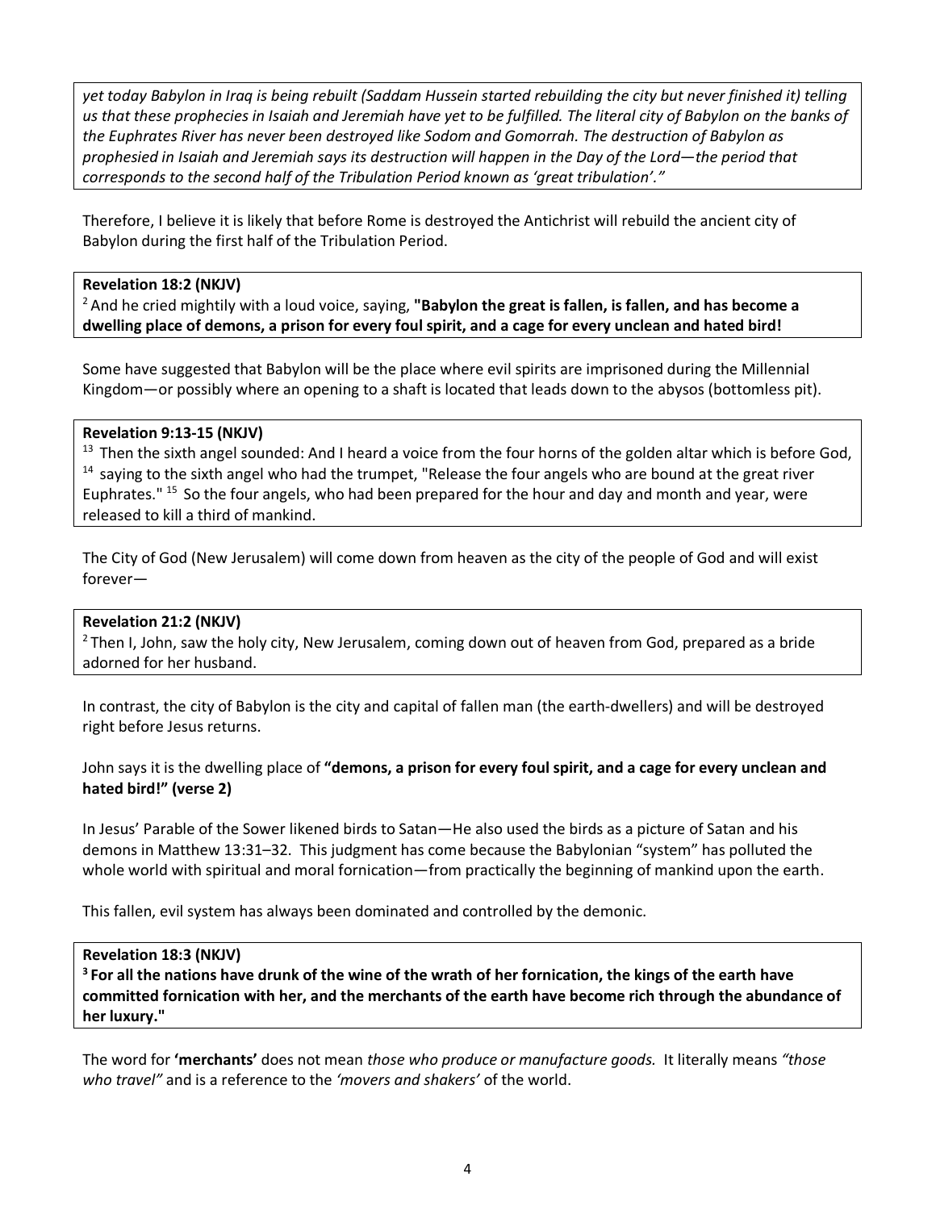*yet today Babylon in Iraq is being rebuilt (Saddam Hussein started rebuilding the city but never finished it) telling us that these prophecies in Isaiah and Jeremiah have yet to be fulfilled. The literal city of Babylon on the banks of the Euphrates River has never been destroyed like Sodom and Gomorrah. The destruction of Babylon as prophesied in Isaiah and Jeremiah says its destruction will happen in the Day of the Lord—the period that corresponds to the second half of the Tribulation Period known as 'great tribulation'."*

Therefore, I believe it is likely that before Rome is destroyed the Antichrist will rebuild the ancient city of Babylon during the first half of the Tribulation Period.

**Revelation 18:2 (NKJV)**
[2] And he cried mightily with a loud voice, saying, **"Babylon the great is fallen, is fallen, and has become a dwelling place of demons, a prison for every foul spirit, and a cage for every unclean and hated bird!**

Some have suggested that Babylon will be the place where evil spirits are imprisoned during the Millennial Kingdom—or possibly where an opening to a shaft is located that leads down to the abysos (bottomless pit).

**Revelation 9:13-15 (NKJV)**
[13] Then the sixth angel sounded: And I heard a voice from the four horns of the golden altar which is before God, [14] saying to the sixth angel who had the trumpet, "Release the four angels who are bound at the great river Euphrates." [15] So the four angels, who had been prepared for the hour and day and month and year, were released to kill a third of mankind.

The City of God (New Jerusalem) will come down from heaven as the city of the people of God and will exist forever—

**Revelation 21:2 (NKJV)**
[2] Then I, John, saw the holy city, New Jerusalem, coming down out of heaven from God, prepared as a bride adorned for her husband.

In contrast, the city of Babylon is the city and capital of fallen man (the earth-dwellers) and will be destroyed right before Jesus returns.

John says it is the dwelling place of **"demons, a prison for every foul spirit, and a cage for every unclean and hated bird!" (verse 2)**

In Jesus' Parable of the Sower likened birds to Satan—He also used the birds as a picture of Satan and his demons in Matthew 13:31–32. This judgment has come because the Babylonian "system" has polluted the whole world with spiritual and moral fornication—from practically the beginning of mankind upon the earth.

This fallen, evil system has always been dominated and controlled by the demonic.

**Revelation 18:3 (NKJV)**
**[3] For all the nations have drunk of the wine of the wrath of her fornication, the kings of the earth have committed fornication with her, and the merchants of the earth have become rich through the abundance of her luxury."**

The word for **'merchants'** does not mean *those who produce or manufacture goods.* It literally means *"those who travel"* and is a reference to the *'movers and shakers'* of the world.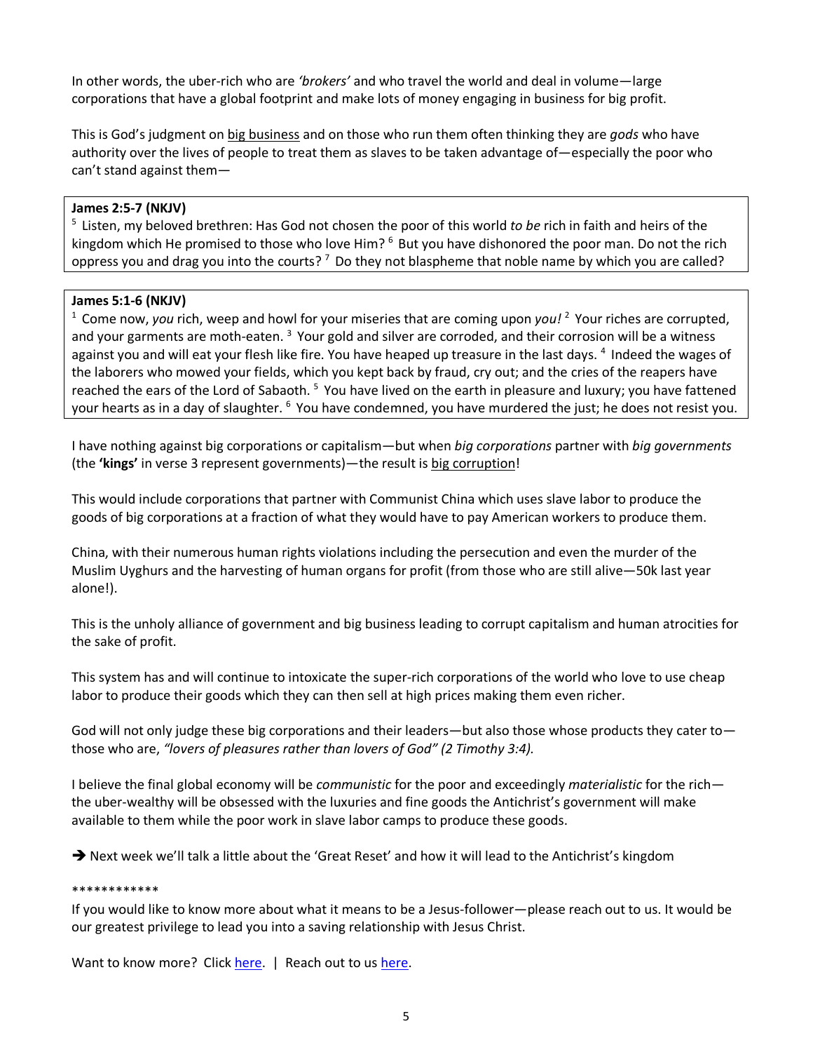In other words, the uber-rich who are *'brokers'* and who travel the world and deal in volume—large corporations that have a global footprint and make lots of money engaging in business for big profit.

This is God's judgment on big business and on those who run them often thinking they are *gods* who have authority over the lives of people to treat them as slaves to be taken advantage of—especially the poor who can't stand against them—

> **James 2:5-7 (NKJV)**
> [5] Listen, my beloved brethren: Has God not chosen the poor of this world *to be* rich in faith and heirs of the kingdom which He promised to those who love Him? [6] But you have dishonored the poor man. Do not the rich oppress you and drag you into the courts? [7] Do they not blaspheme that noble name by which you are called?

> **James 5:1-6 (NKJV)**
> [1] Come now, *you* rich, weep and howl for your miseries that are coming upon *you!* [2] Your riches are corrupted, and your garments are moth-eaten. [3] Your gold and silver are corroded, and their corrosion will be a witness against you and will eat your flesh like fire. You have heaped up treasure in the last days. [4] Indeed the wages of the laborers who mowed your fields, which you kept back by fraud, cry out; and the cries of the reapers have reached the ears of the Lord of Sabaoth. [5] You have lived on the earth in pleasure and luxury; you have fattened your hearts as in a day of slaughter. [6] You have condemned, you have murdered the just; he does not resist you.

I have nothing against big corporations or capitalism—but when *big corporations* partner with *big governments* (the **'kings'** in verse 3 represent governments)—the result is big corruption!

This would include corporations that partner with Communist China which uses slave labor to produce the goods of big corporations at a fraction of what they would have to pay American workers to produce them.

China, with their numerous human rights violations including the persecution and even the murder of the Muslim Uyghurs and the harvesting of human organs for profit (from those who are still alive—50k last year alone!).

This is the unholy alliance of government and big business leading to corrupt capitalism and human atrocities for the sake of profit.

This system has and will continue to intoxicate the super-rich corporations of the world who love to use cheap labor to produce their goods which they can then sell at high prices making them even richer.

God will not only judge these big corporations and their leaders—but also those whose products they cater to—those who are, *"lovers of pleasures rather than lovers of God" (2 Timothy 3:4).*

I believe the final global economy will be *communistic* for the poor and exceedingly *materialistic* for the rich—the uber-wealthy will be obsessed with the luxuries and fine goods the Antichrist's government will make available to them while the poor work in slave labor camps to produce these goods.

➔ Next week we'll talk a little about the 'Great Reset' and how it will lead to the Antichrist's kingdom

************

If you would like to know more about what it means to be a Jesus-follower—please reach out to us. It would be our greatest privilege to lead you into a saving relationship with Jesus Christ.

Want to know more? Click here. | Reach out to us here.